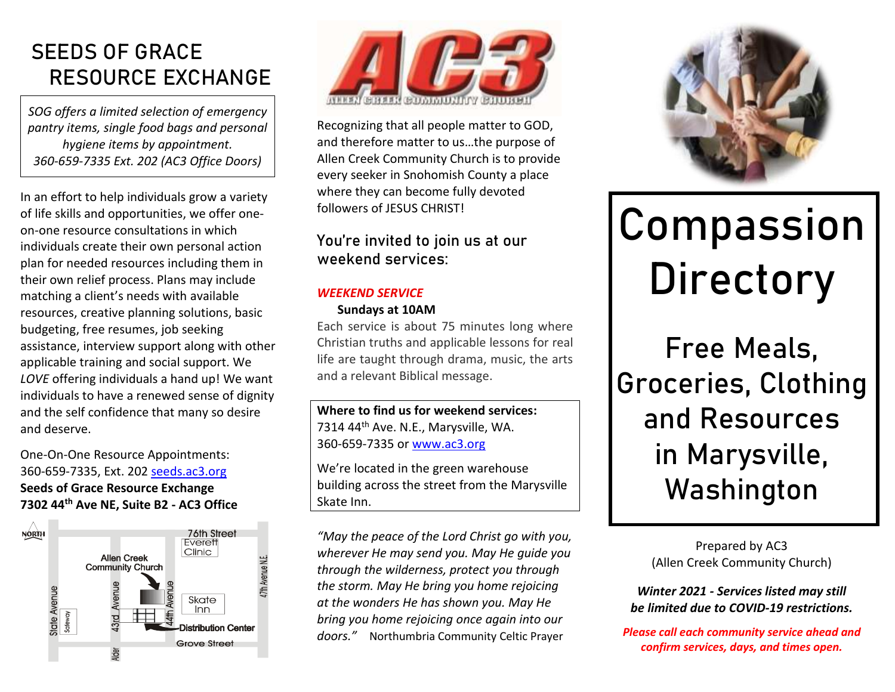# SEEDS OF GRACE RESOURCE EXCHANGE

*SOG offers a limited selection of emergency pantry items, single food bags and personal hygiene items by appointment. 360-659-7335 Ext. 202 (AC3 Office Doors)*

In an effort to help individuals grow a variety of life skills and opportunities, we offer one-on-one resource consultations in which individuals create their own personal action plan for needed resources including them in their own relief process. Plans may include matching a client's needs with available resources, creative planning solutions, basic budgeting, free resumes, job seeking assistance, interview support along with other applicable training and social support. We *LOVE* offering individuals a hand up! We want individuals to have a renewed sense of dignity and the self confidence that many so desire and deserve.

One-On-One Resource Appointments:
360-659-7335, Ext. 202 seeds.ac3.org
**Seeds of Grace Resource Exchange**
**7302 44th Ave NE, Suite B2 - AC3 Office**

NORTH — 76th Street — Everett Clinic — Allen Creek Community Church — State Avenue — Safeway — 43rd Avenue — 44th Avenue — 47th Avenue N.E. — Skate Inn — Distribution Center — Grove Street — Alder

AC3 — ALLEN CREEK COMMUNITY CHURCH

Recognizing that all people matter to GOD, and therefore matter to us…the purpose of Allen Creek Community Church is to provide every seeker in Snohomish County a place where they can become fully devoted followers of JESUS CHRIST!

## You're invited to join us at our weekend services:

***WEEKEND SERVICE***

**Sundays at 10AM**

Each service is about 75 minutes long where Christian truths and applicable lessons for real life are taught through drama, music, the arts and a relevant Biblical message.

**Where to find us for weekend services:**
7314 44th Ave. N.E., Marysville, WA.
360-659-7335 or www.ac3.org

We're located in the green warehouse building across the street from the Marysville Skate Inn.

*"May the peace of the Lord Christ go with you, wherever He may send you. May He guide you through the wilderness, protect you through the storm. May He bring you home rejoicing at the wonders He has shown you. May He bring you home rejoicing once again into our doors."* Northumbria Community Celtic Prayer

# Compassion Directory

## Free Meals, Groceries, Clothing and Resources in Marysville, Washington

Prepared by AC3
(Allen Creek Community Church)

***Winter 2021 - Services listed may still be limited due to COVID-19 restrictions.***

***Please call each community service ahead and confirm services, days, and times open.***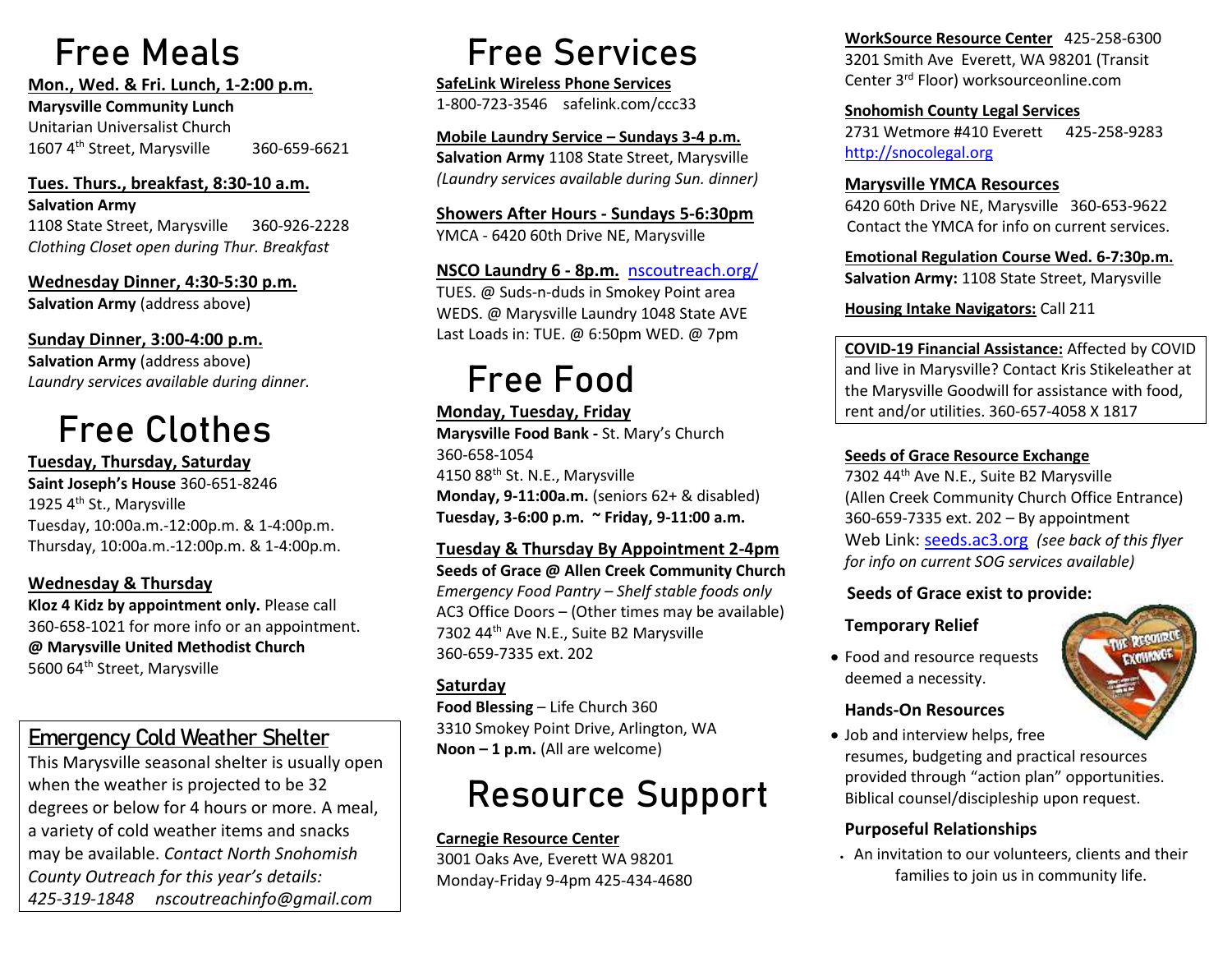# Free Meals

**Mon., Wed. & Fri. Lunch, 1-2:00 p.m.**
**Marysville Community Lunch**
Unitarian Universalist Church
1607 4th Street, Marysville 360-659-6621

**Tues. Thurs., breakfast, 8:30-10 a.m.**
**Salvation Army**
1108 State Street, Marysville 360-926-2228
*Clothing Closet open during Thur. Breakfast*

**Wednesday Dinner, 4:30-5:30 p.m.**
**Salvation Army** (address above)

**Sunday Dinner, 3:00-4:00 p.m.**
**Salvation Army** (address above)
*Laundry services available during dinner.*

# Free Clothes

**Tuesday, Thursday, Saturday**
**Saint Joseph's House** 360-651-8246
1925 4th St., Marysville
Tuesday, 10:00a.m.-12:00p.m. & 1-4:00p.m.
Thursday, 10:00a.m.-12:00p.m. & 1-4:00p.m.

**Wednesday & Thursday**
**Kloz 4 Kidz by appointment only.** Please call 360-658-1021 for more info or an appointment.
**@ Marysville United Methodist Church**
5600 64th Street, Marysville

## Emergency Cold Weather Shelter

This Marysville seasonal shelter is usually open when the weather is projected to be 32 degrees or below for 4 hours or more. A meal, a variety of cold weather items and snacks may be available. *Contact North Snohomish County Outreach for this year's details: 425-319-1848 nscoutreachinfo@gmail.com*

# Free Services

**SafeLink Wireless Phone Services**
1-800-723-3546 safelink.com/ccc33

**Mobile Laundry Service – Sundays 3-4 p.m.**
**Salvation Army** 1108 State Street, Marysville
*(Laundry services available during Sun. dinner)*

**Showers After Hours - Sundays 5-6:30pm**
YMCA - 6420 60th Drive NE, Marysville

**NSCO Laundry 6 - 8p.m.** nscoutreach.org/
TUES. @ Suds-n-duds in Smokey Point area
WEDS. @ Marysville Laundry 1048 State AVE
Last Loads in: TUE. @ 6:50pm WED. @ 7pm

# Free Food

**Monday, Tuesday, Friday**
**Marysville Food Bank -** St. Mary's Church
360-658-1054
4150 88th St. N.E., Marysville
**Monday, 9-11:00a.m.** (seniors 62+ & disabled)
**Tuesday, 3-6:00 p.m. ~ Friday, 9-11:00 a.m.**

**Tuesday & Thursday By Appointment 2-4pm**
**Seeds of Grace @ Allen Creek Community Church**
*Emergency Food Pantry – Shelf stable foods only*
AC3 Office Doors – (Other times may be available)
7302 44th Ave N.E., Suite B2 Marysville
360-659-7335 ext. 202

**Saturday**
**Food Blessing** – Life Church 360
3310 Smokey Point Drive, Arlington, WA
**Noon – 1 p.m.** (All are welcome)

# Resource Support

**Carnegie Resource Center**
3001 Oaks Ave, Everett WA 98201
Monday-Friday 9-4pm 425-434-4680

**WorkSource Resource Center** 425-258-6300
3201 Smith Ave Everett, WA 98201 (Transit Center 3rd Floor) worksourceonline.com

**Snohomish County Legal Services**
2731 Wetmore #410 Everett 425-258-9283
http://snocolegal.org

**Marysville YMCA Resources**
6420 60th Drive NE, Marysville 360-653-9622
Contact the YMCA for info on current services.

**Emotional Regulation Course Wed. 6-7:30p.m.**
**Salvation Army:** 1108 State Street, Marysville

**Housing Intake Navigators:** Call 211

**COVID-19 Financial Assistance:** Affected by COVID and live in Marysville? Contact Kris Stikeleather at the Marysville Goodwill for assistance with food, rent and/or utilities. 360-657-4058 X 1817

**Seeds of Grace Resource Exchange**
7302 44th Ave N.E., Suite B2 Marysville
(Allen Creek Community Church Office Entrance)
360-659-7335 ext. 202 – By appointment
Web Link: seeds.ac3.org *(see back of this flyer for info on current SOG services available)*

**Seeds of Grace exist to provide:**

**Temporary Relief**

- Food and resource requests deemed a necessity.

**Hands-On Resources**

- Job and interview helps, free resumes, budgeting and practical resources provided through "action plan" opportunities. Biblical counsel/discipleship upon request.

**Purposeful Relationships**

- An invitation to our volunteers, clients and their families to join us in community life.